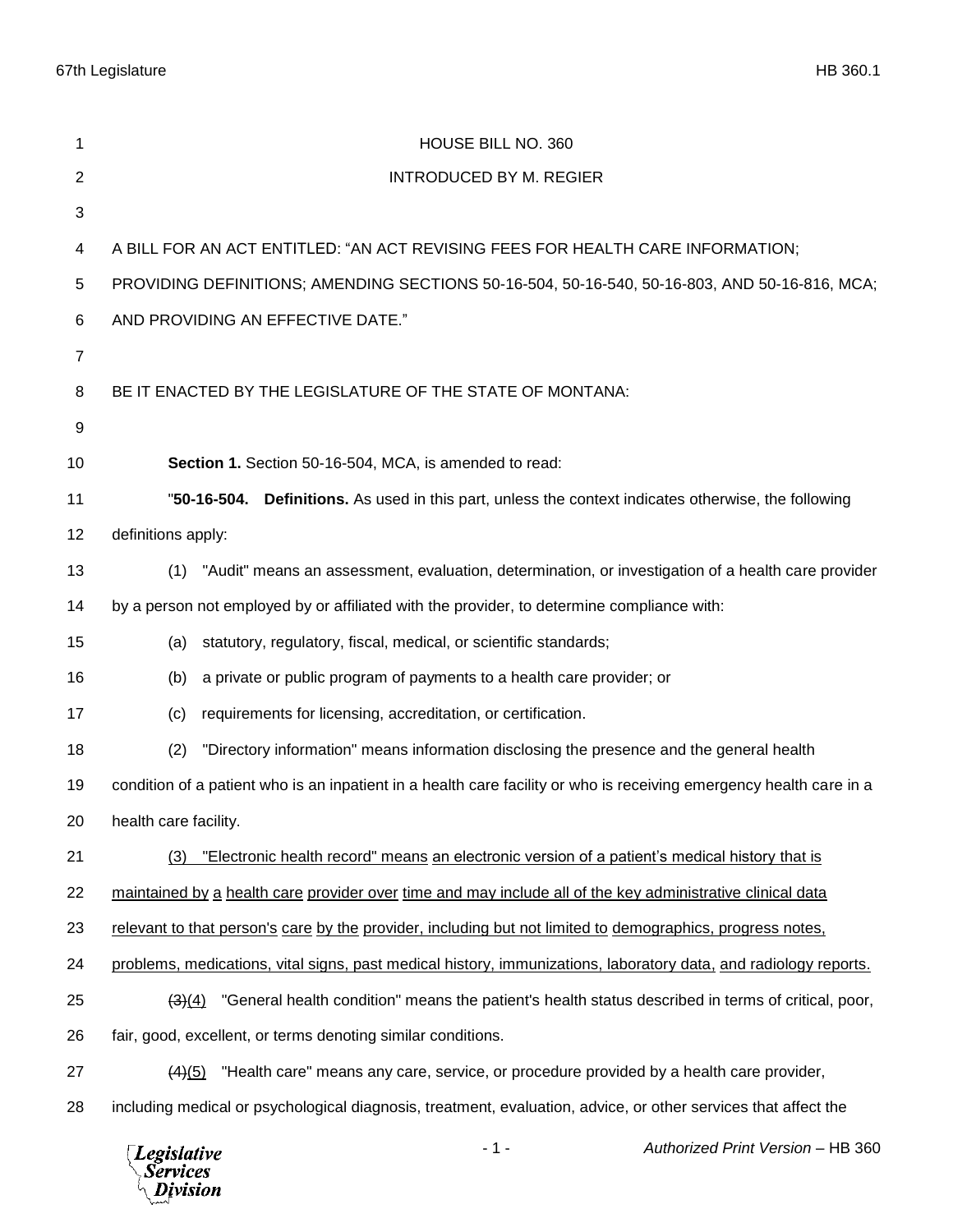HOUSE BILL NO. 360

INTRODUCED BY M. REGIER

A BILL FOR AN ACT ENTITLED: "AN ACT REVISING FEES FOR HEALTH CARE INFORMATION; PROVIDING DEFINITIONS; AMENDING SECTIONS 50-16-504, 50-16-540, 50-16-803, AND 50-16-816, MCA; AND PROVIDING AN EFFECTIVE DATE."

BE IT ENACTED BY THE LEGISLATURE OF THE STATE OF MONTANA:

**Section 1.** Section 50-16-504, MCA, is amended to read:

"**50-16-504. Definitions.** As used in this part, unless the context indicates otherwise, the following definitions apply:

(1) "Audit" means an assessment, evaluation, determination, or investigation of a health care provider by a person not employed by or affiliated with the provider, to determine compliance with:

(a) statutory, regulatory, fiscal, medical, or scientific standards;

(b) a private or public program of payments to a health care provider; or

(c) requirements for licensing, accreditation, or certification.

(2) "Directory information" means information disclosing the presence and the general health condition of a patient who is an inpatient in a health care facility or who is receiving emergency health care in a health care facility.

<u>(3) "Electronic health record" means an electronic version of a patient's medical history that is maintained by a health care provider over time and may include all of the key administrative clinical data relevant to that person's care by the provider, including but not limited to demographics, progress notes, problems, medications, vital signs, past medical history, immunizations, laboratory data, and radiology reports.</u>

~~(3)~~<u>(4)</u> "General health condition" means the patient's health status described in terms of critical, poor, fair, good, excellent, or terms denoting similar conditions.

~~(4)~~<u>(5)</u> "Health care" means any care, service, or procedure provided by a health care provider, including medical or psychological diagnosis, treatment, evaluation, advice, or other services that affect the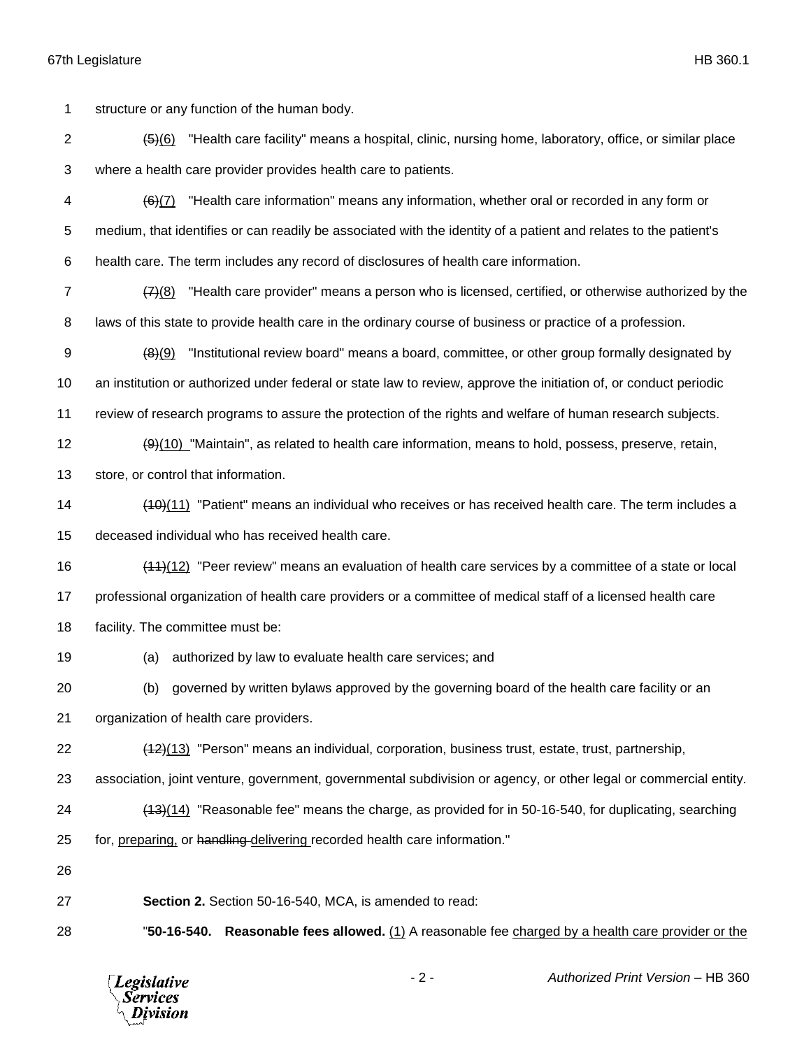structure or any function of the human body.

~~(5)~~(6) "Health care facility" means a hospital, clinic, nursing home, laboratory, office, or similar place where a health care provider provides health care to patients.

~~(6)~~(7) "Health care information" means any information, whether oral or recorded in any form or medium, that identifies or can readily be associated with the identity of a patient and relates to the patient's health care. The term includes any record of disclosures of health care information.

~~(7)~~(8) "Health care provider" means a person who is licensed, certified, or otherwise authorized by the laws of this state to provide health care in the ordinary course of business or practice of a profession.

~~(8)~~(9) "Institutional review board" means a board, committee, or other group formally designated by an institution or authorized under federal or state law to review, approve the initiation of, or conduct periodic review of research programs to assure the protection of the rights and welfare of human research subjects.

~~(9)~~(10) "Maintain", as related to health care information, means to hold, possess, preserve, retain, store, or control that information.

~~(10)~~(11) "Patient" means an individual who receives or has received health care. The term includes a deceased individual who has received health care.

~~(11)~~(12) "Peer review" means an evaluation of health care services by a committee of a state or local professional organization of health care providers or a committee of medical staff of a licensed health care facility. The committee must be:

(a) authorized by law to evaluate health care services; and

(b) governed by written bylaws approved by the governing board of the health care facility or an organization of health care providers.

~~(12)~~(13) "Person" means an individual, corporation, business trust, estate, trust, partnership, association, joint venture, government, governmental subdivision or agency, or other legal or commercial entity.

~~(13)~~(14) "Reasonable fee" means the charge, as provided for in 50-16-540, for duplicating, searching for, preparing, or ~~handling~~ delivering recorded health care information."

**Section 2.** Section 50-16-540, MCA, is amended to read:

"**50-16-540. Reasonable fees allowed.** (1) A reasonable fee charged by a health care provider or the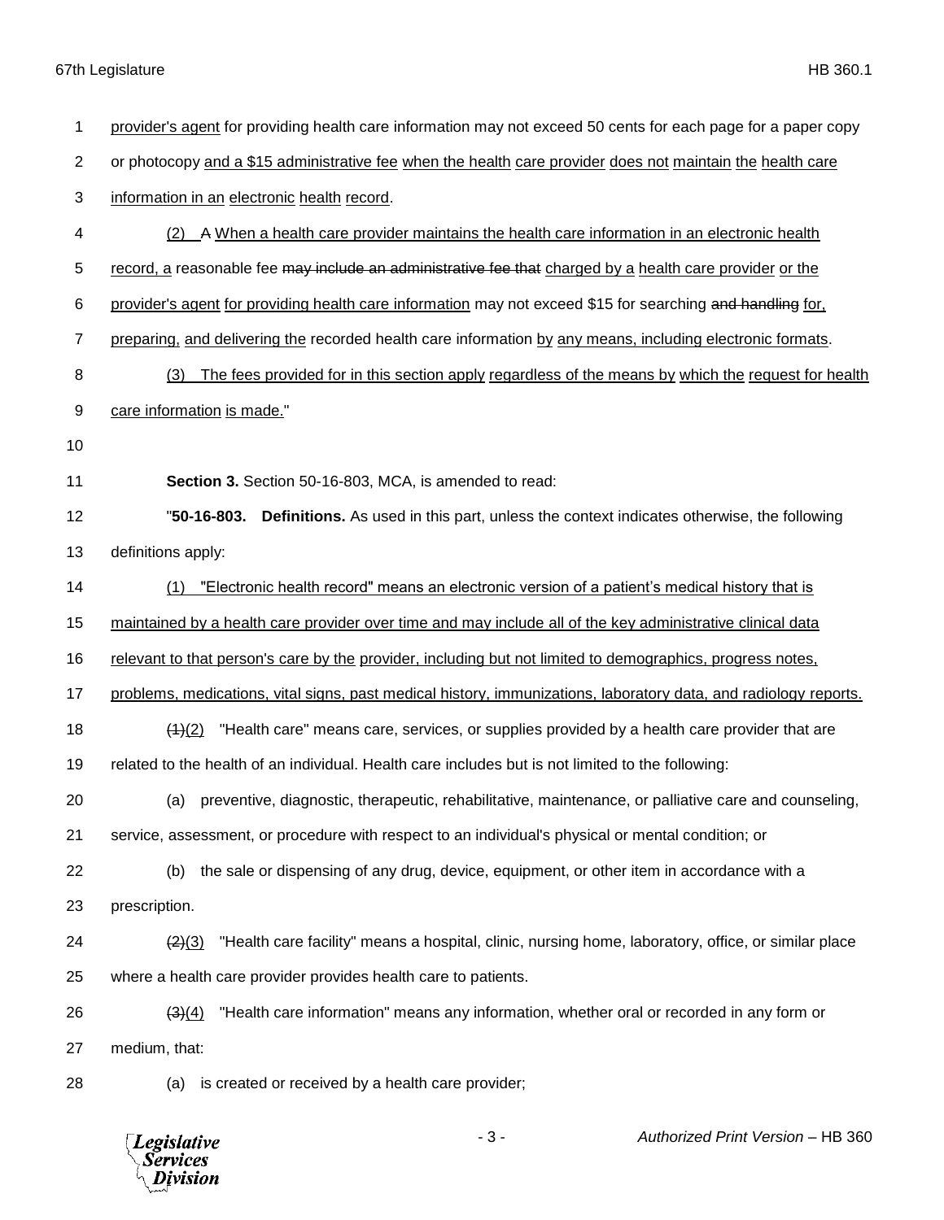provider's agent for providing health care information may not exceed 50 cents for each page for a paper copy or photocopy and a $15 administrative fee when the health care provider does not maintain the health care information in an electronic health record.

(2) ~~A~~ When a health care provider maintains the health care information in an electronic health record, a reasonable fee ~~may include an administrative fee that~~ charged by a health care provider or the provider's agent for providing health care information may not exceed $15 for searching ~~and handling~~ for, preparing, and delivering the recorded health care information by any means, including electronic formats.

(3) The fees provided for in this section apply regardless of the means by which the request for health care information is made."

**Section 3.** Section 50-16-803, MCA, is amended to read:

"**50-16-803. Definitions.** As used in this part, unless the context indicates otherwise, the following definitions apply:

(1) "Electronic health record" means an electronic version of a patient's medical history that is maintained by a health care provider over time and may include all of the key administrative clinical data relevant to that person's care by the provider, including but not limited to demographics, progress notes, problems, medications, vital signs, past medical history, immunizations, laboratory data, and radiology reports.

~~(1)~~(2) "Health care" means care, services, or supplies provided by a health care provider that are related to the health of an individual. Health care includes but is not limited to the following:

(a) preventive, diagnostic, therapeutic, rehabilitative, maintenance, or palliative care and counseling, service, assessment, or procedure with respect to an individual's physical or mental condition; or

(b) the sale or dispensing of any drug, device, equipment, or other item in accordance with a prescription.

~~(2)~~(3) "Health care facility" means a hospital, clinic, nursing home, laboratory, office, or similar place where a health care provider provides health care to patients.

~~(3)~~(4) "Health care information" means any information, whether oral or recorded in any form or medium, that:

(a) is created or received by a health care provider;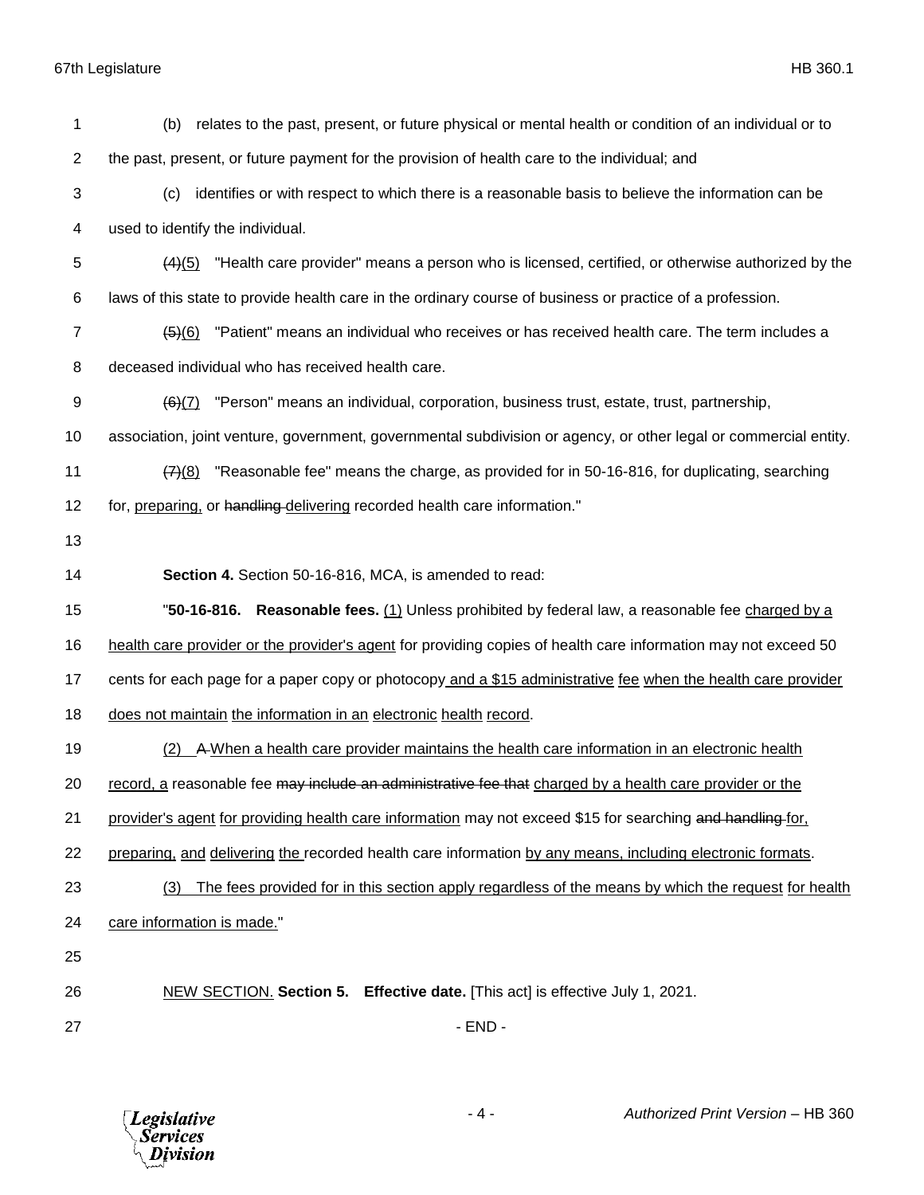(b) relates to the past, present, or future physical or mental health or condition of an individual or to the past, present, or future payment for the provision of health care to the individual; and

(c) identifies or with respect to which there is a reasonable basis to believe the information can be used to identify the individual.

~~(4)~~(5) "Health care provider" means a person who is licensed, certified, or otherwise authorized by the laws of this state to provide health care in the ordinary course of business or practice of a profession.

~~(5)~~(6) "Patient" means an individual who receives or has received health care. The term includes a deceased individual who has received health care.

~~(6)~~(7) "Person" means an individual, corporation, business trust, estate, trust, partnership, association, joint venture, government, governmental subdivision or agency, or other legal or commercial entity.

~~(7)~~(8) "Reasonable fee" means the charge, as provided for in 50-16-816, for duplicating, searching for, <u>preparing,</u> or ~~handling~~ <u>delivering</u> recorded health care information."

**Section 4.** Section 50-16-816, MCA, is amended to read:

"**50-16-816. Reasonable fees.** <u>(1)</u> Unless prohibited by federal law, a reasonable fee <u>charged by a health care provider or the provider's agent</u> for providing copies of health care information may not exceed 50 cents for each page for a paper copy or photocopy <u>and a $15 administrative fee when the health care provider does not maintain the information in an electronic health record</u>.

<u>(2)</u> ~~A~~ <u>When a health care provider maintains the health care information in an electronic health record, a</u> reasonable fee ~~may include an administrative fee that~~ <u>charged by a health care provider or the provider's agent for providing health care information</u> may not exceed $15 for searching ~~and handling~~ <u>for, preparing, and delivering the</u> recorded health care information <u>by any means, including electronic formats</u>.

<u>(3) The fees provided for in this section apply regardless of the means by which the request for health care information is made.</u>"

<u>NEW SECTION.</u> **Section 5. Effective date.** [This act] is effective July 1, 2021.

- END -